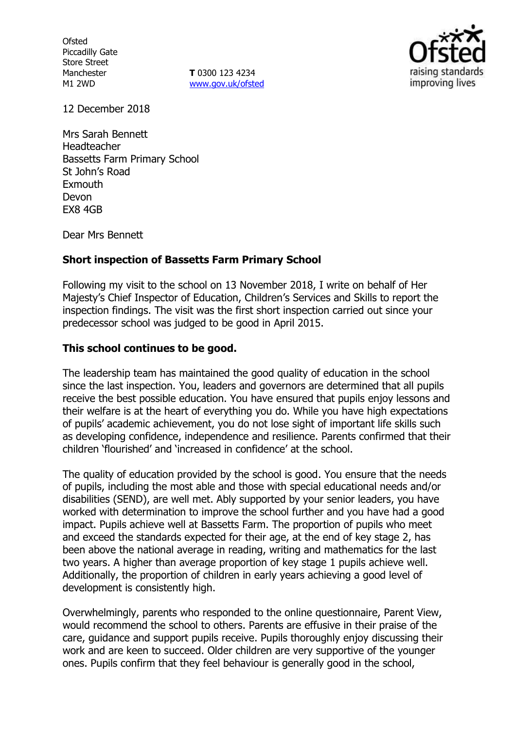Ofsted
Piccadilly Gate
Store Street
Manchester
M1 2WD

**T** 0300 123 4234
www.gov.uk/ofsted

12 December 2018

Mrs Sarah Bennett
Headteacher
Bassetts Farm Primary School
St John's Road
Exmouth
Devon
EX8 4GB

Dear Mrs Bennett

**Short inspection of Bassetts Farm Primary School**

Following my visit to the school on 13 November 2018, I write on behalf of Her Majesty's Chief Inspector of Education, Children's Services and Skills to report the inspection findings. The visit was the first short inspection carried out since your predecessor school was judged to be good in April 2015.

**This school continues to be good.**

The leadership team has maintained the good quality of education in the school since the last inspection. You, leaders and governors are determined that all pupils receive the best possible education. You have ensured that pupils enjoy lessons and their welfare is at the heart of everything you do. While you have high expectations of pupils' academic achievement, you do not lose sight of important life skills such as developing confidence, independence and resilience. Parents confirmed that their children 'flourished' and 'increased in confidence' at the school.

The quality of education provided by the school is good. You ensure that the needs of pupils, including the most able and those with special educational needs and/or disabilities (SEND), are well met. Ably supported by your senior leaders, you have worked with determination to improve the school further and you have had a good impact. Pupils achieve well at Bassetts Farm. The proportion of pupils who meet and exceed the standards expected for their age, at the end of key stage 2, has been above the national average in reading, writing and mathematics for the last two years. A higher than average proportion of key stage 1 pupils achieve well. Additionally, the proportion of children in early years achieving a good level of development is consistently high.

Overwhelmingly, parents who responded to the online questionnaire, Parent View, would recommend the school to others. Parents are effusive in their praise of the care, guidance and support pupils receive. Pupils thoroughly enjoy discussing their work and are keen to succeed. Older children are very supportive of the younger ones. Pupils confirm that they feel behaviour is generally good in the school,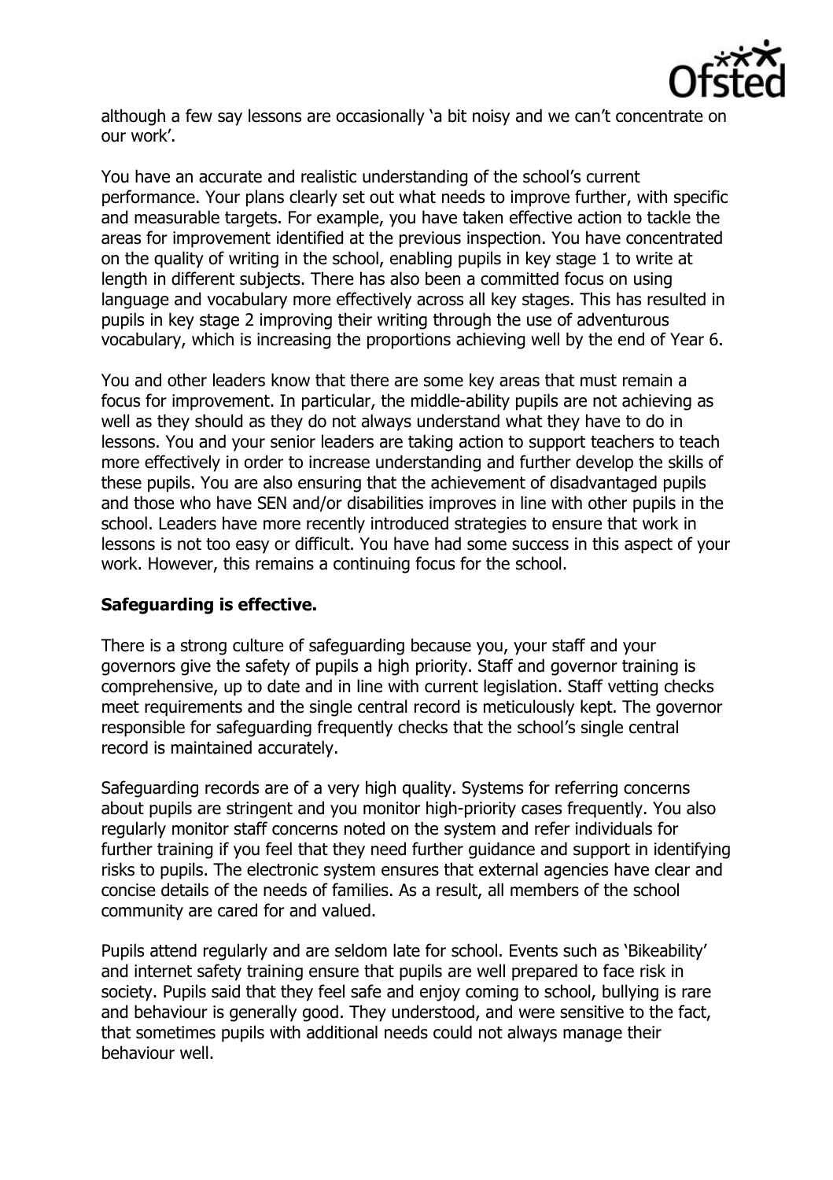although a few say lessons are occasionally 'a bit noisy and we can't concentrate on our work'.

You have an accurate and realistic understanding of the school's current performance. Your plans clearly set out what needs to improve further, with specific and measurable targets. For example, you have taken effective action to tackle the areas for improvement identified at the previous inspection. You have concentrated on the quality of writing in the school, enabling pupils in key stage 1 to write at length in different subjects. There has also been a committed focus on using language and vocabulary more effectively across all key stages. This has resulted in pupils in key stage 2 improving their writing through the use of adventurous vocabulary, which is increasing the proportions achieving well by the end of Year 6.

You and other leaders know that there are some key areas that must remain a focus for improvement. In particular, the middle-ability pupils are not achieving as well as they should as they do not always understand what they have to do in lessons. You and your senior leaders are taking action to support teachers to teach more effectively in order to increase understanding and further develop the skills of these pupils. You are also ensuring that the achievement of disadvantaged pupils and those who have SEN and/or disabilities improves in line with other pupils in the school. Leaders have more recently introduced strategies to ensure that work in lessons is not too easy or difficult. You have had some success in this aspect of your work. However, this remains a continuing focus for the school.

**Safeguarding is effective.**

There is a strong culture of safeguarding because you, your staff and your governors give the safety of pupils a high priority. Staff and governor training is comprehensive, up to date and in line with current legislation. Staff vetting checks meet requirements and the single central record is meticulously kept. The governor responsible for safeguarding frequently checks that the school's single central record is maintained accurately.

Safeguarding records are of a very high quality. Systems for referring concerns about pupils are stringent and you monitor high-priority cases frequently. You also regularly monitor staff concerns noted on the system and refer individuals for further training if you feel that they need further guidance and support in identifying risks to pupils. The electronic system ensures that external agencies have clear and concise details of the needs of families. As a result, all members of the school community are cared for and valued.

Pupils attend regularly and are seldom late for school. Events such as 'Bikeability' and internet safety training ensure that pupils are well prepared to face risk in society. Pupils said that they feel safe and enjoy coming to school, bullying is rare and behaviour is generally good. They understood, and were sensitive to the fact, that sometimes pupils with additional needs could not always manage their behaviour well.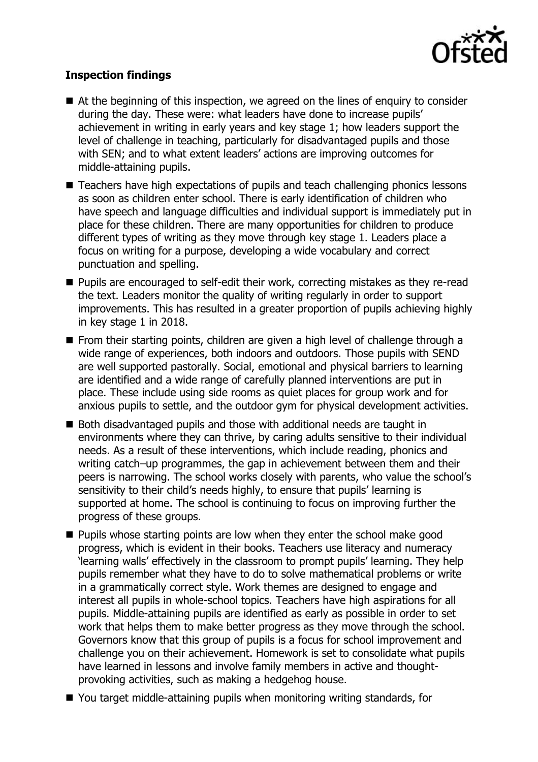**Inspection findings**

- At the beginning of this inspection, we agreed on the lines of enquiry to consider during the day. These were: what leaders have done to increase pupils' achievement in writing in early years and key stage 1; how leaders support the level of challenge in teaching, particularly for disadvantaged pupils and those with SEN; and to what extent leaders' actions are improving outcomes for middle-attaining pupils.
- Teachers have high expectations of pupils and teach challenging phonics lessons as soon as children enter school. There is early identification of children who have speech and language difficulties and individual support is immediately put in place for these children. There are many opportunities for children to produce different types of writing as they move through key stage 1. Leaders place a focus on writing for a purpose, developing a wide vocabulary and correct punctuation and spelling.
- Pupils are encouraged to self-edit their work, correcting mistakes as they re-read the text. Leaders monitor the quality of writing regularly in order to support improvements. This has resulted in a greater proportion of pupils achieving highly in key stage 1 in 2018.
- From their starting points, children are given a high level of challenge through a wide range of experiences, both indoors and outdoors. Those pupils with SEND are well supported pastorally. Social, emotional and physical barriers to learning are identified and a wide range of carefully planned interventions are put in place. These include using side rooms as quiet places for group work and for anxious pupils to settle, and the outdoor gym for physical development activities.
- Both disadvantaged pupils and those with additional needs are taught in environments where they can thrive, by caring adults sensitive to their individual needs. As a result of these interventions, which include reading, phonics and writing catch–up programmes, the gap in achievement between them and their peers is narrowing. The school works closely with parents, who value the school's sensitivity to their child's needs highly, to ensure that pupils' learning is supported at home. The school is continuing to focus on improving further the progress of these groups.
- Pupils whose starting points are low when they enter the school make good progress, which is evident in their books. Teachers use literacy and numeracy 'learning walls' effectively in the classroom to prompt pupils' learning. They help pupils remember what they have to do to solve mathematical problems or write in a grammatically correct style. Work themes are designed to engage and interest all pupils in whole-school topics. Teachers have high aspirations for all pupils. Middle-attaining pupils are identified as early as possible in order to set work that helps them to make better progress as they move through the school. Governors know that this group of pupils is a focus for school improvement and challenge you on their achievement. Homework is set to consolidate what pupils have learned in lessons and involve family members in active and thought-provoking activities, such as making a hedgehog house.
- You target middle-attaining pupils when monitoring writing standards, for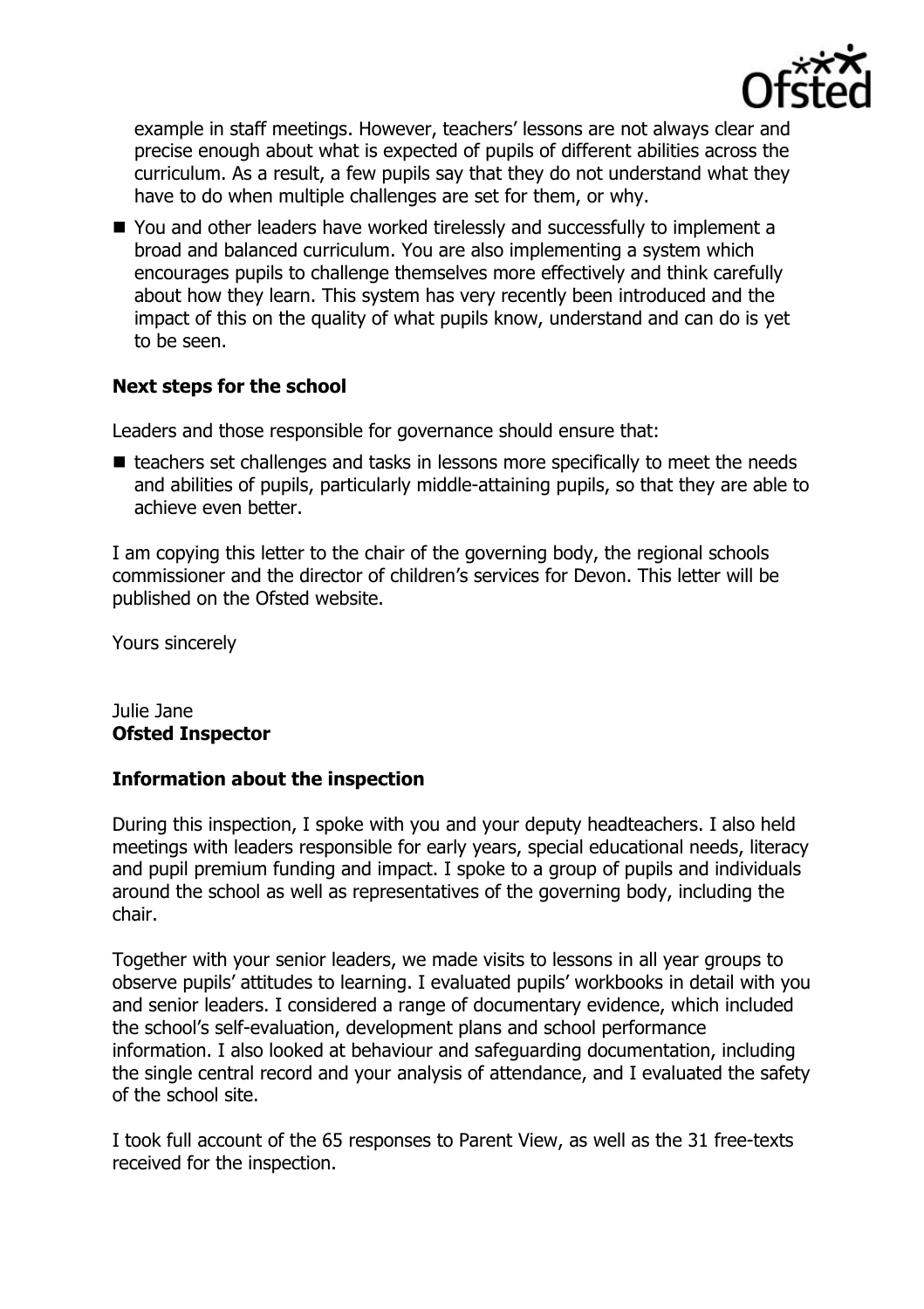example in staff meetings. However, teachers' lessons are not always clear and precise enough about what is expected of pupils of different abilities across the curriculum. As a result, a few pupils say that they do not understand what they have to do when multiple challenges are set for them, or why.

- You and other leaders have worked tirelessly and successfully to implement a broad and balanced curriculum. You are also implementing a system which encourages pupils to challenge themselves more effectively and think carefully about how they learn. This system has very recently been introduced and the impact of this on the quality of what pupils know, understand and can do is yet to be seen.

### Next steps for the school

Leaders and those responsible for governance should ensure that:

- teachers set challenges and tasks in lessons more specifically to meet the needs and abilities of pupils, particularly middle-attaining pupils, so that they are able to achieve even better.

I am copying this letter to the chair of the governing body, the regional schools commissioner and the director of children's services for Devon. This letter will be published on the Ofsted website.

Yours sincerely

Julie Jane
**Ofsted Inspector**

### Information about the inspection

During this inspection, I spoke with you and your deputy headteachers. I also held meetings with leaders responsible for early years, special educational needs, literacy and pupil premium funding and impact. I spoke to a group of pupils and individuals around the school as well as representatives of the governing body, including the chair.

Together with your senior leaders, we made visits to lessons in all year groups to observe pupils' attitudes to learning. I evaluated pupils' workbooks in detail with you and senior leaders. I considered a range of documentary evidence, which included the school's self-evaluation, development plans and school performance information. I also looked at behaviour and safeguarding documentation, including the single central record and your analysis of attendance, and I evaluated the safety of the school site.

I took full account of the 65 responses to Parent View, as well as the 31 free-texts received for the inspection.